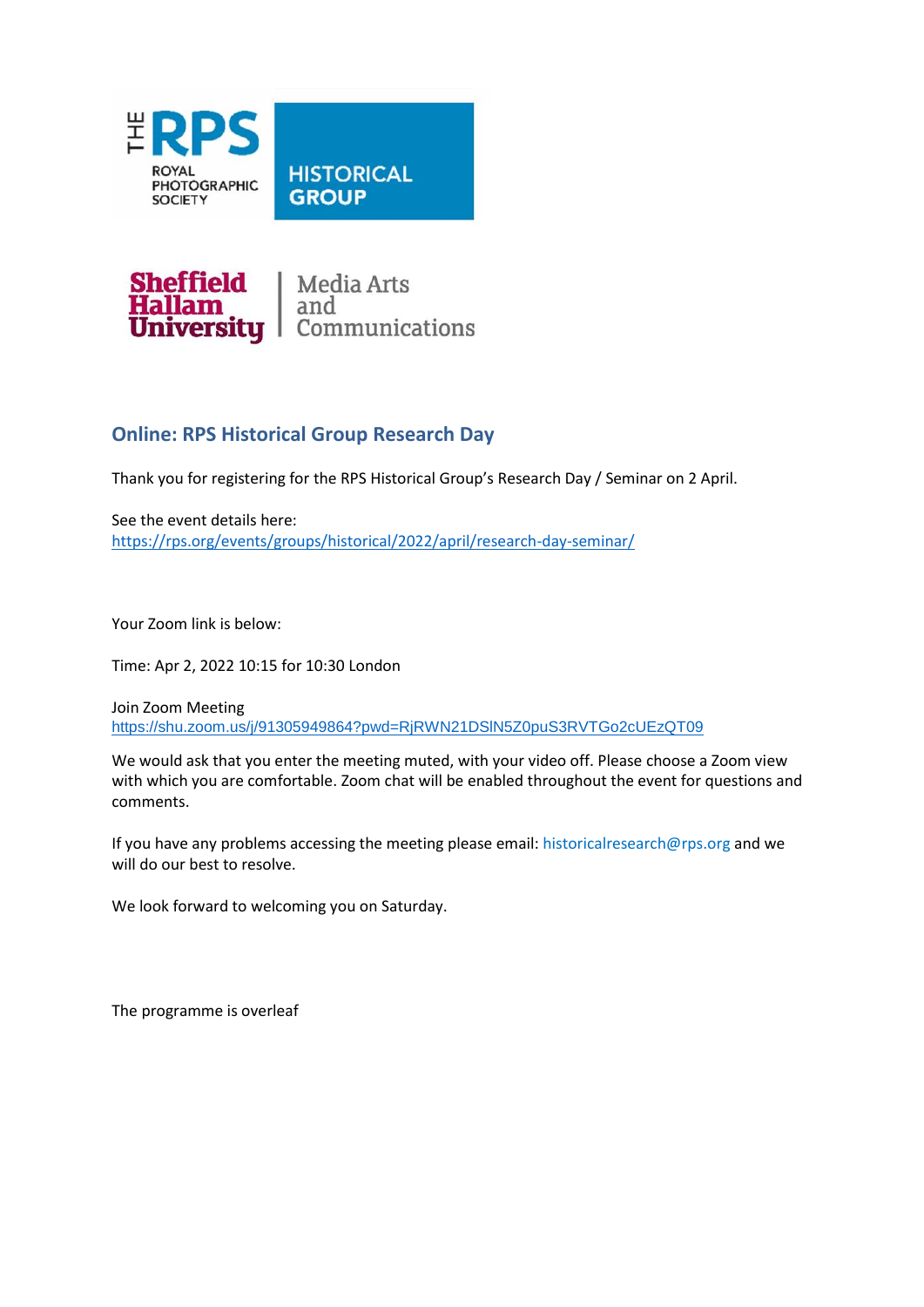THE RPS ROYAL PHOTOGRAPHIC SOCIETY | HISTORICAL GROUP

Sheffield Hallam University | Media Arts and Communications

## Online: RPS Historical Group Research Day

Thank you for registering for the RPS Historical Group's Research Day / Seminar on 2 April.

See the event details here:
https://rps.org/events/groups/historical/2022/april/research-day-seminar/

Your Zoom link is below:

Time: Apr 2, 2022 10:15 for 10:30 London

Join Zoom Meeting
https://shu.zoom.us/j/91305949864?pwd=RjRWN21DSlN5Z0puS3RVTGo2cUEzQT09

We would ask that you enter the meeting muted, with your video off. Please choose a Zoom view with which you are comfortable. Zoom chat will be enabled throughout the event for questions and comments.

If you have any problems accessing the meeting please email: historicalresearch@rps.org and we will do our best to resolve.

We look forward to welcoming you on Saturday.

The programme is overleaf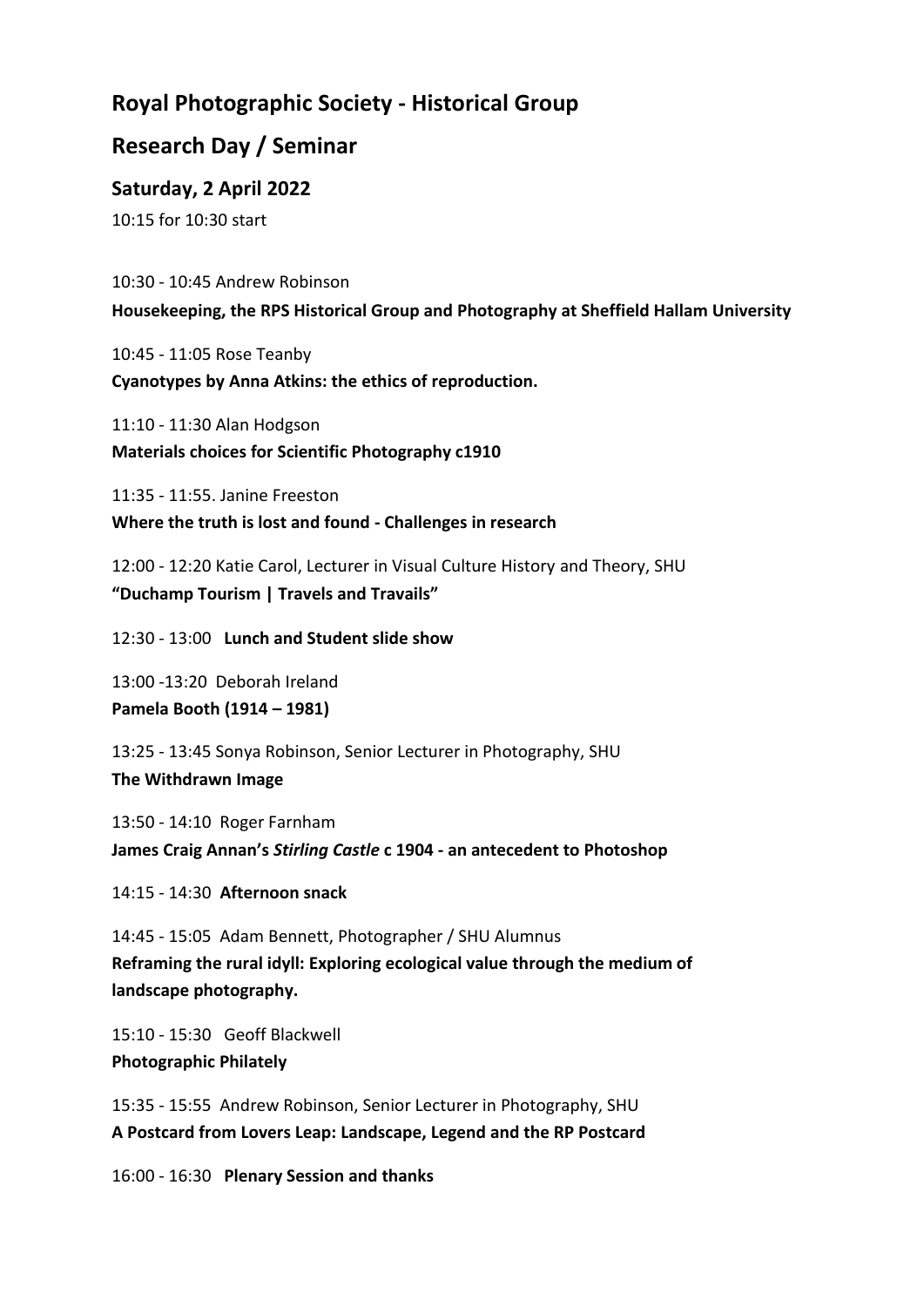## Royal Photographic Society - Historical Group

## Research Day / Seminar

### Saturday, 2 April 2022

10:15 for 10:30 start

10:30 - 10:45 Andrew Robinson
**Housekeeping, the RPS Historical Group and Photography at Sheffield Hallam University**

10:45 - 11:05 Rose Teanby
**Cyanotypes by Anna Atkins: the ethics of reproduction.**

11:10 - 11:30 Alan Hodgson
**Materials choices for Scientific Photography c1910**

11:35 - 11:55. Janine Freeston
**Where the truth is lost and found - Challenges in research**

12:00 - 12:20 Katie Carol, Lecturer in Visual Culture History and Theory, SHU
**"Duchamp Tourism | Travels and Travails"**

12:30 - 13:00 **Lunch and Student slide show**

13:00 -13:20 Deborah Ireland
**Pamela Booth (1914 – 1981)**

13:25 - 13:45 Sonya Robinson, Senior Lecturer in Photography, SHU
**The Withdrawn Image**

13:50 - 14:10 Roger Farnham
**James Craig Annan's *Stirling Castle* c 1904 - an antecedent to Photoshop**

14:15 - 14:30 **Afternoon snack**

14:45 - 15:05 Adam Bennett, Photographer / SHU Alumnus
**Reframing the rural idyll: Exploring ecological value through the medium of landscape photography.**

15:10 - 15:30 Geoff Blackwell
**Photographic Philately**

15:35 - 15:55 Andrew Robinson, Senior Lecturer in Photography, SHU
**A Postcard from Lovers Leap: Landscape, Legend and the RP Postcard**

16:00 - 16:30 **Plenary Session and thanks**